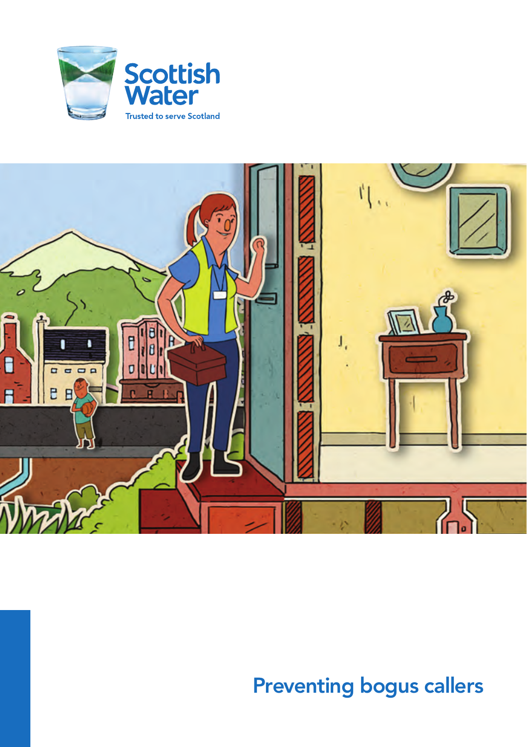Scottish Water

Trusted to serve Scotland

# Preventing bogus callers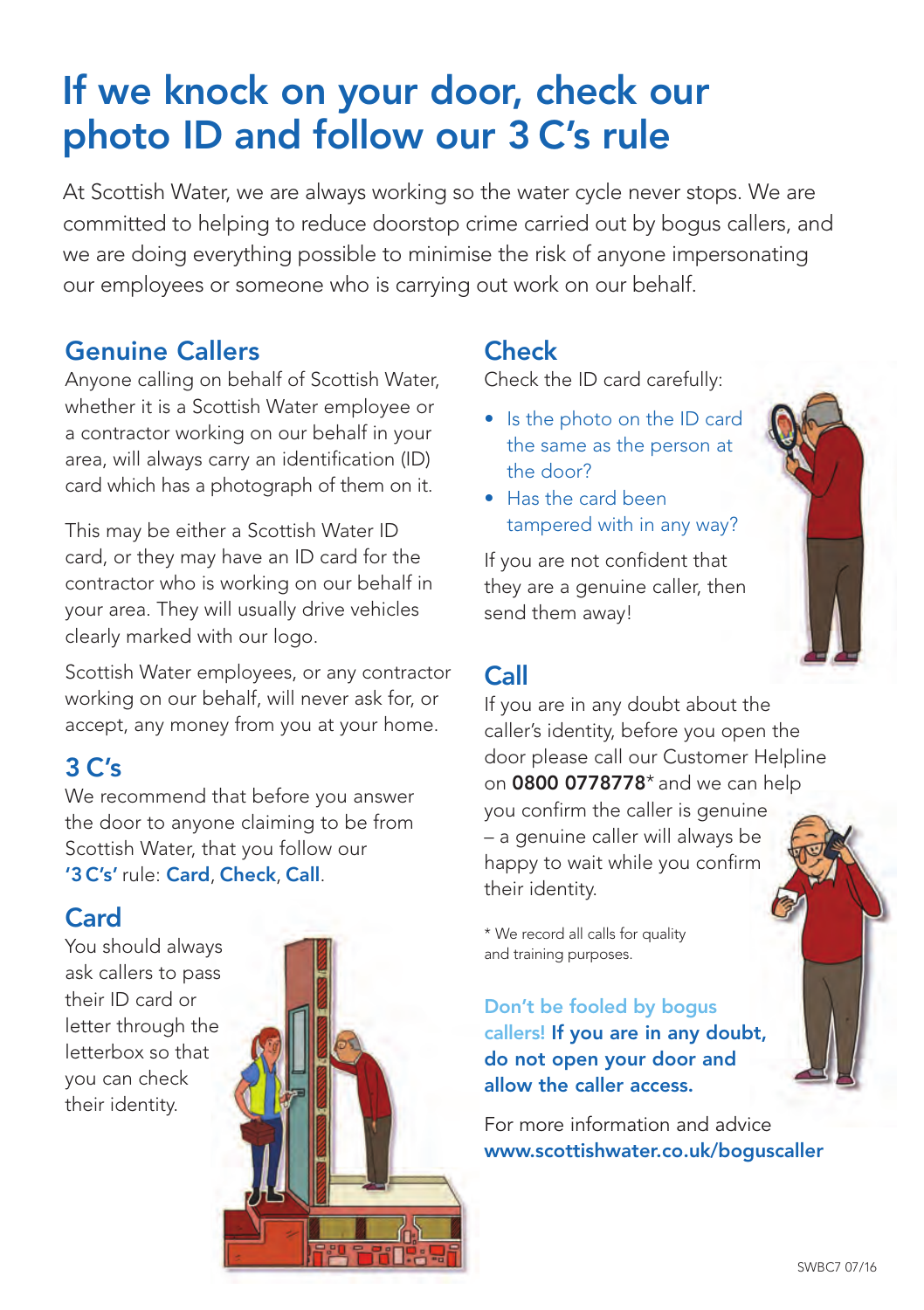# If we knock on your door, check our photo ID and follow our 3 C's rule

At Scottish Water, we are always working so the water cycle never stops. We are committed to helping to reduce doorstop crime carried out by bogus callers, and we are doing everything possible to minimise the risk of anyone impersonating our employees or someone who is carrying out work on our behalf.

## Genuine Callers

Anyone calling on behalf of Scottish Water, whether it is a Scottish Water employee or a contractor working on our behalf in your area, will always carry an identification (ID) card which has a photograph of them on it.

This may be either a Scottish Water ID card, or they may have an ID card for the contractor who is working on our behalf in your area. They will usually drive vehicles clearly marked with our logo.

Scottish Water employees, or any contractor working on our behalf, will never ask for, or accept, any money from you at your home.

## 3 C's

We recommend that before you answer the door to anyone claiming to be from Scottish Water, that you follow our **'3 C's'** rule: **Card**, **Check**, **Call**.

## Card

You should always ask callers to pass their ID card or letter through the letterbox so that you can check their identity.

## Check

Check the ID card carefully:

- Is the photo on the ID card the same as the person at the door?
- Has the card been tampered with in any way?

If you are not confident that they are a genuine caller, then send them away!

## Call

If you are in any doubt about the caller's identity, before you open the door please call our Customer Helpline on **0800 0778778*** and we can help you confirm the caller is genuine – a genuine caller will always be happy to wait while you confirm their identity.

* We record all calls for quality and training purposes.

Don't be fooled by bogus callers! **If you are in any doubt, do not open your door and allow the caller access.**

For more information and advice **www.scottishwater.co.uk/boguscaller**

SWBC7 07/16